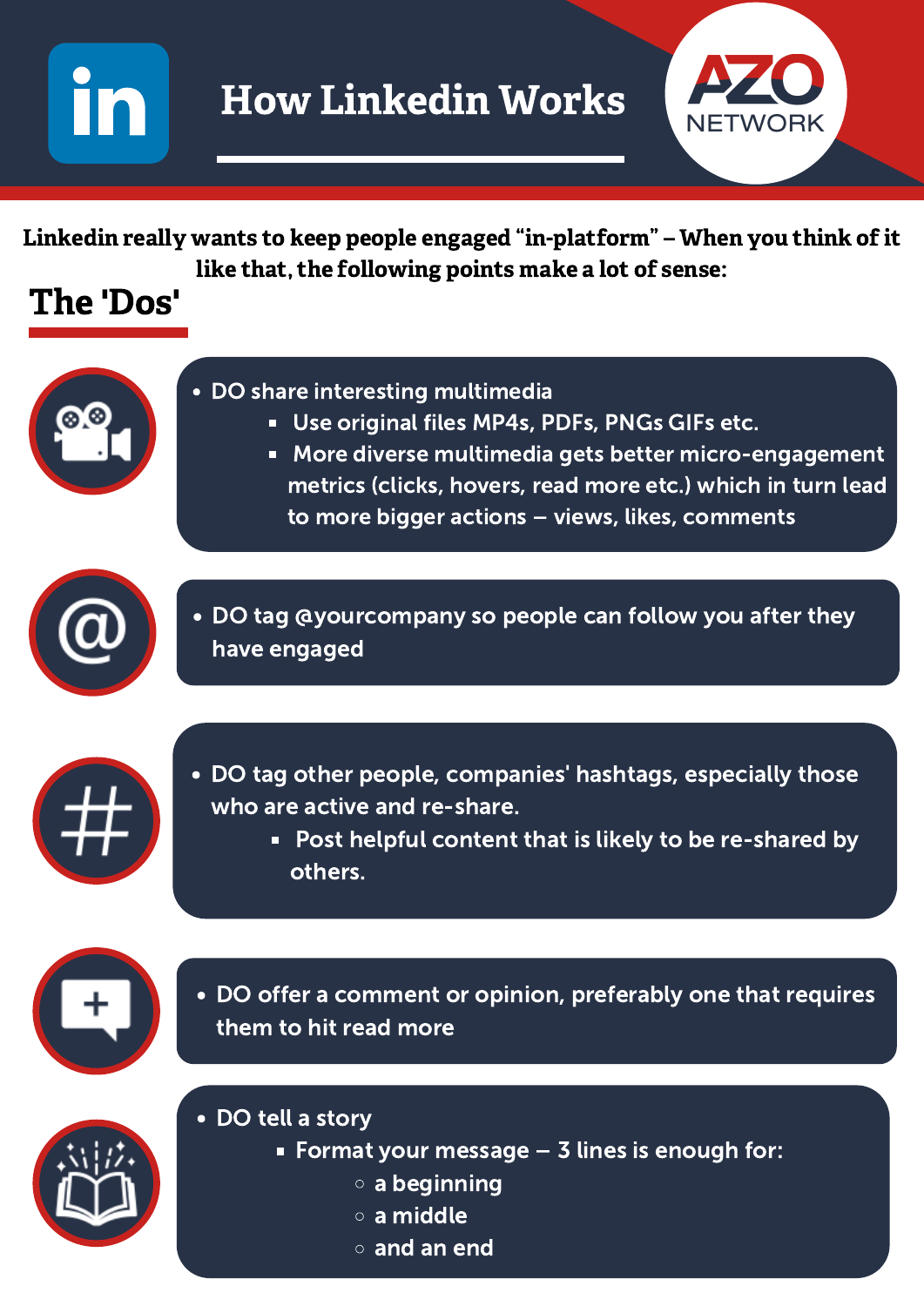# How Linkedin Works

AZO NETWORK

**Linkedin really wants to keep people engaged "in-platform" – When you think of it like that, the following points make a lot of sense:**

## The 'Dos'

- DO share interesting multimedia
  - Use original files MP4s, PDFs, PNGs GIFs etc.
  - More diverse multimedia gets better micro-engagement metrics (clicks, hovers, read more etc.) which in turn lead to more bigger actions – views, likes, comments

- DO tag @yourcompany so people can follow you after they have engaged

- DO tag other people, companies' hashtags, especially those who are active and re-share.
  - Post helpful content that is likely to be re-shared by others.

- DO offer a comment or opinion, preferably one that requires them to hit read more

- DO tell a story
  - Format your message – 3 lines is enough for:
    - a beginning
    - a middle
    - and an end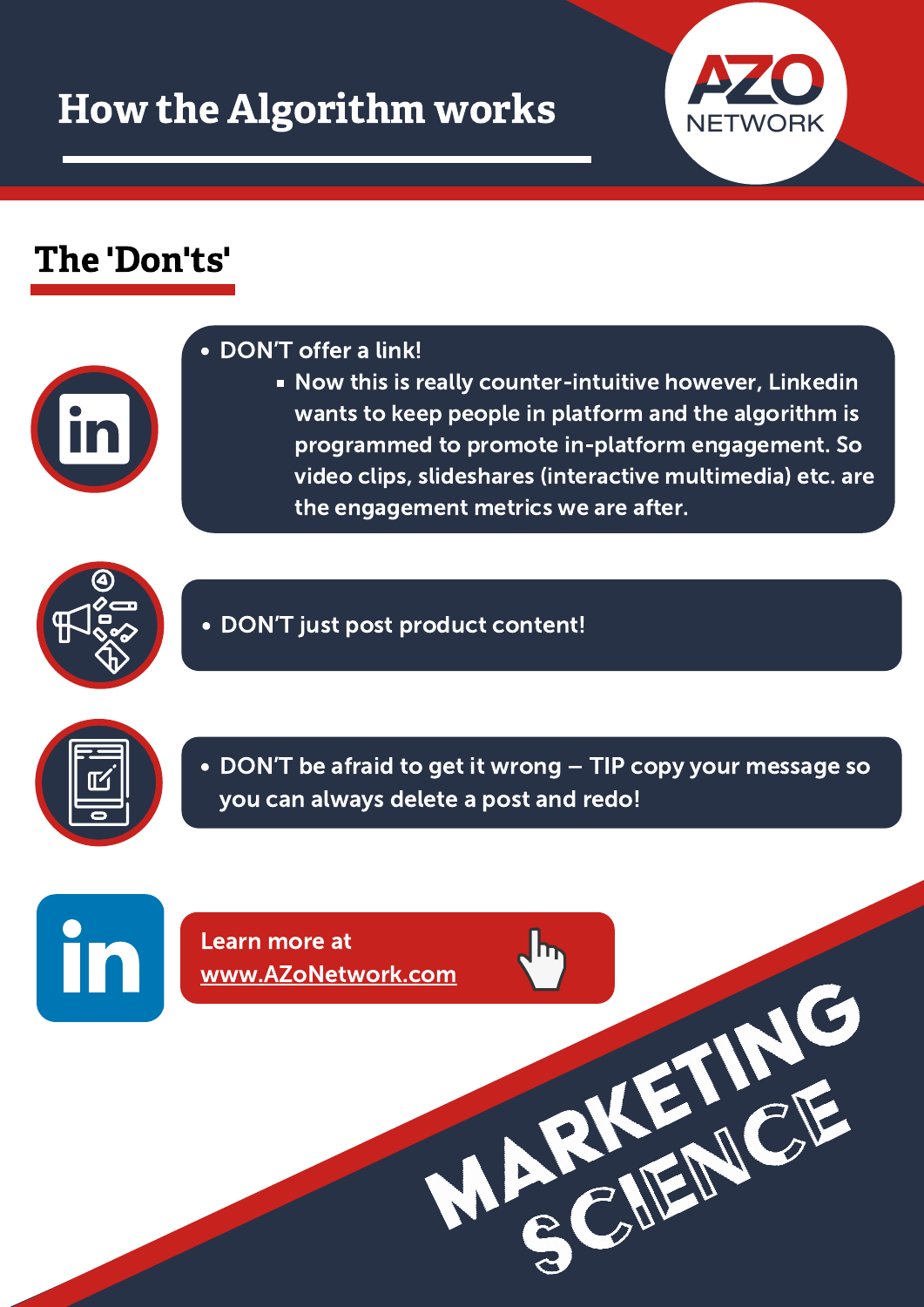# How the Algorithm works

AZO NETWORK

## The 'Don'ts'

- DON'T offer a link!
  - Now this is really counter-intuitive however, Linkedin wants to keep people in platform and the algorithm is programmed to promote in-platform engagement. So video clips, slideshares (interactive multimedia) etc. are the engagement metrics we are after.

- DON'T just post product content!

- DON'T be afraid to get it wrong – TIP copy your message so you can always delete a post and redo!

Learn more at
www.AZoNetwork.com

MARKETING SCIENCE